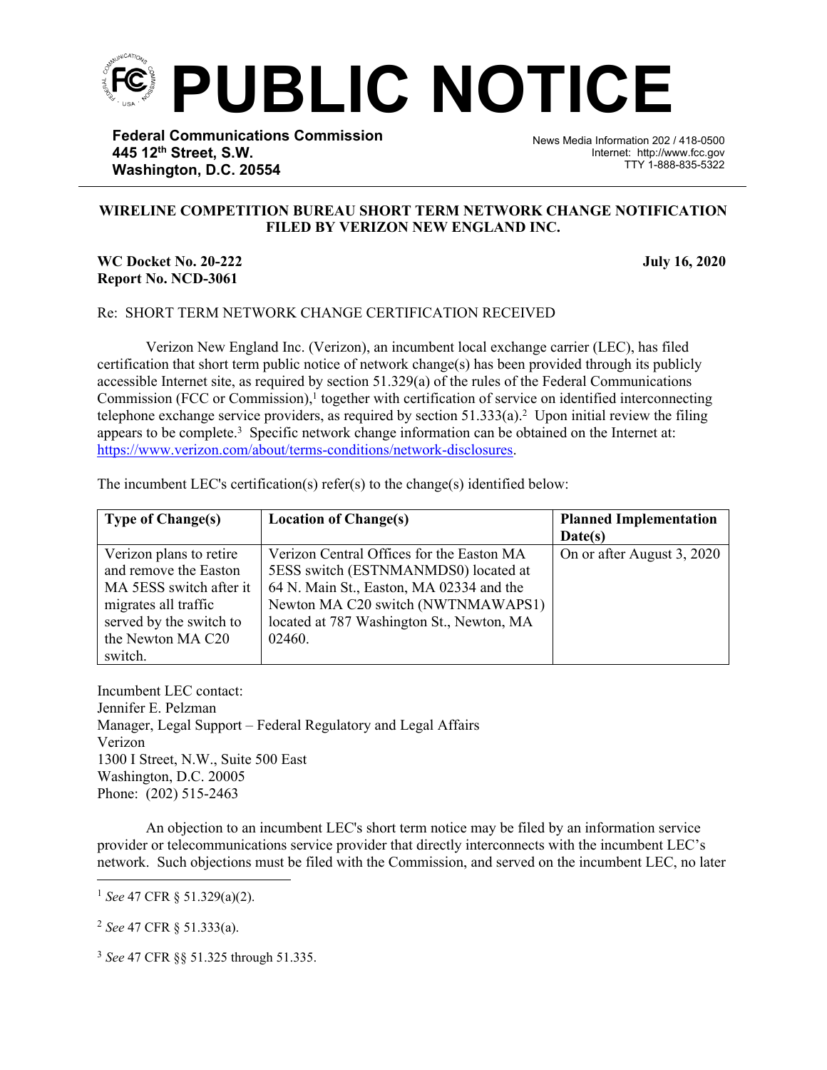# PUBLIC NOTICE

**Federal Communications Commission**
**445 12th Street, S.W.**
**Washington, D.C. 20554**

News Media Information 202 / 418-0500
Internet: http://www.fcc.gov
TTY 1-888-835-5322

**WIRELINE COMPETITION BUREAU SHORT TERM NETWORK CHANGE NOTIFICATION FILED BY VERIZON NEW ENGLAND INC.**

**WC Docket No. 20-222** **July 16, 2020**
**Report No. NCD-3061**

Re: SHORT TERM NETWORK CHANGE CERTIFICATION RECEIVED

Verizon New England Inc. (Verizon), an incumbent local exchange carrier (LEC), has filed certification that short term public notice of network change(s) has been provided through its publicly accessible Internet site, as required by section 51.329(a) of the rules of the Federal Communications Commission (FCC or Commission),[1] together with certification of service on identified interconnecting telephone exchange service providers, as required by section 51.333(a).[2] Upon initial review the filing appears to be complete.[3] Specific network change information can be obtained on the Internet at: https://www.verizon.com/about/terms-conditions/network-disclosures.

The incumbent LEC's certification(s) refer(s) to the change(s) identified below:

| Type of Change(s) | Location of Change(s) | Planned Implementation Date(s) |
| --- | --- | --- |
| Verizon plans to retire and remove the Easton MA 5ESS switch after it migrates all traffic served by the switch to the Newton MA C20 switch. | Verizon Central Offices for the Easton MA 5ESS switch (ESTNMANMDS0) located at 64 N. Main St., Easton, MA 02334 and the Newton MA C20 switch (NWTNMAWAPS1) located at 787 Washington St., Newton, MA 02460. | On or after August 3, 2020 |

Incumbent LEC contact:
Jennifer E. Pelzman
Manager, Legal Support – Federal Regulatory and Legal Affairs
Verizon
1300 I Street, N.W., Suite 500 East
Washington, D.C. 20005
Phone: (202) 515-2463

An objection to an incumbent LEC's short term notice may be filed by an information service provider or telecommunications service provider that directly interconnects with the incumbent LEC's network. Such objections must be filed with the Commission, and served on the incumbent LEC, no later

---

[1] *See* 47 CFR § 51.329(a)(2).

[2] *See* 47 CFR § 51.333(a).

[3] *See* 47 CFR §§ 51.325 through 51.335.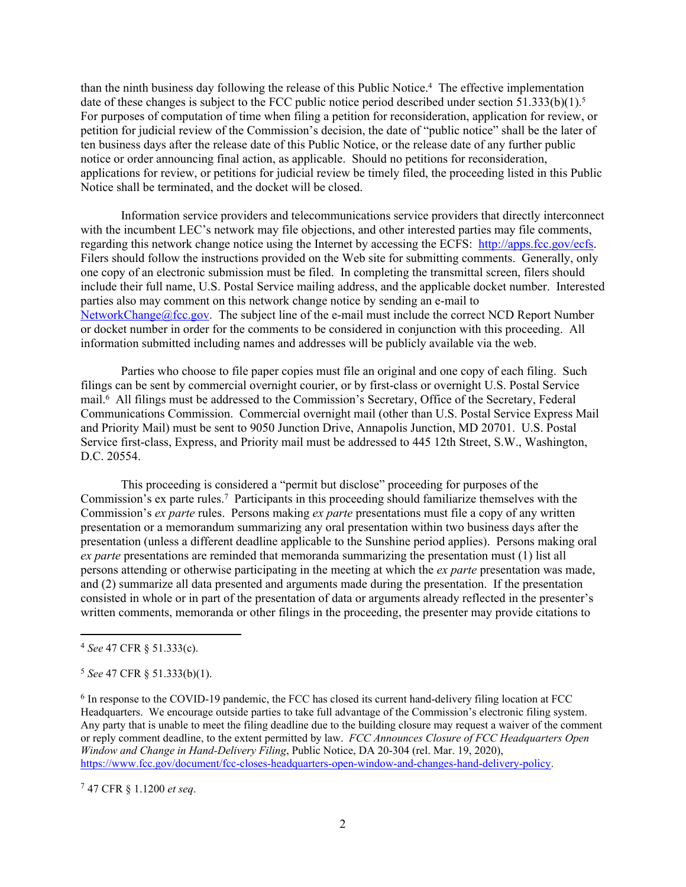than the ninth business day following the release of this Public Notice.[4] The effective implementation date of these changes is subject to the FCC public notice period described under section 51.333(b)(1).[5] For purposes of computation of time when filing a petition for reconsideration, application for review, or petition for judicial review of the Commission's decision, the date of "public notice" shall be the later of ten business days after the release date of this Public Notice, or the release date of any further public notice or order announcing final action, as applicable. Should no petitions for reconsideration, applications for review, or petitions for judicial review be timely filed, the proceeding listed in this Public Notice shall be terminated, and the docket will be closed.

Information service providers and telecommunications service providers that directly interconnect with the incumbent LEC's network may file objections, and other interested parties may file comments, regarding this network change notice using the Internet by accessing the ECFS: http://apps.fcc.gov/ecfs. Filers should follow the instructions provided on the Web site for submitting comments. Generally, only one copy of an electronic submission must be filed. In completing the transmittal screen, filers should include their full name, U.S. Postal Service mailing address, and the applicable docket number. Interested parties also may comment on this network change notice by sending an e-mail to NetworkChange@fcc.gov. The subject line of the e-mail must include the correct NCD Report Number or docket number in order for the comments to be considered in conjunction with this proceeding. All information submitted including names and addresses will be publicly available via the web.

Parties who choose to file paper copies must file an original and one copy of each filing. Such filings can be sent by commercial overnight courier, or by first-class or overnight U.S. Postal Service mail.[6] All filings must be addressed to the Commission's Secretary, Office of the Secretary, Federal Communications Commission. Commercial overnight mail (other than U.S. Postal Service Express Mail and Priority Mail) must be sent to 9050 Junction Drive, Annapolis Junction, MD 20701. U.S. Postal Service first-class, Express, and Priority mail must be addressed to 445 12th Street, S.W., Washington, D.C. 20554.

This proceeding is considered a "permit but disclose" proceeding for purposes of the Commission's ex parte rules.[7] Participants in this proceeding should familiarize themselves with the Commission's *ex parte* rules. Persons making *ex parte* presentations must file a copy of any written presentation or a memorandum summarizing any oral presentation within two business days after the presentation (unless a different deadline applicable to the Sunshine period applies). Persons making oral *ex parte* presentations are reminded that memoranda summarizing the presentation must (1) list all persons attending or otherwise participating in the meeting at which the *ex parte* presentation was made, and (2) summarize all data presented and arguments made during the presentation. If the presentation consisted in whole or in part of the presentation of data or arguments already reflected in the presenter's written comments, memoranda or other filings in the proceeding, the presenter may provide citations to

---

[4] *See* 47 CFR § 51.333(c).

[5] *See* 47 CFR § 51.333(b)(1).

[6] In response to the COVID-19 pandemic, the FCC has closed its current hand-delivery filing location at FCC Headquarters. We encourage outside parties to take full advantage of the Commission's electronic filing system. Any party that is unable to meet the filing deadline due to the building closure may request a waiver of the comment or reply comment deadline, to the extent permitted by law. *FCC Announces Closure of FCC Headquarters Open Window and Change in Hand-Delivery Filing*, Public Notice, DA 20-304 (rel. Mar. 19, 2020), https://www.fcc.gov/document/fcc-closes-headquarters-open-window-and-changes-hand-delivery-policy.

[7] 47 CFR § 1.1200 *et seq*.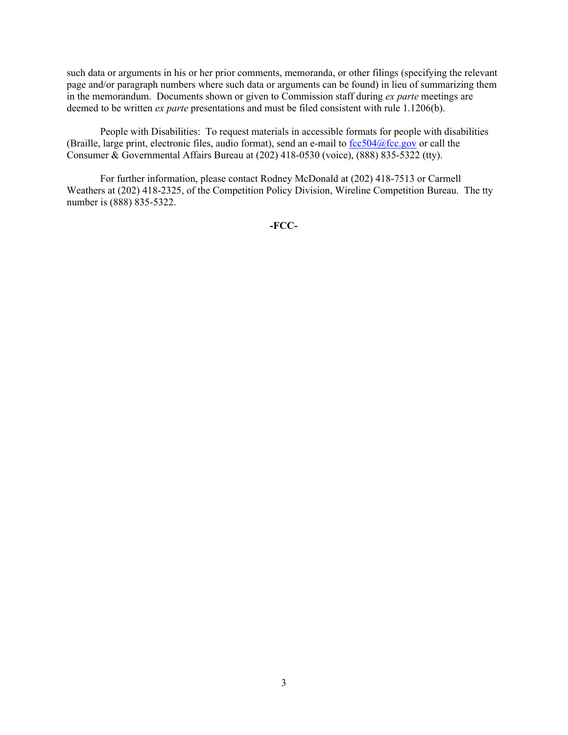such data or arguments in his or her prior comments, memoranda, or other filings (specifying the relevant page and/or paragraph numbers where such data or arguments can be found) in lieu of summarizing them in the memorandum. Documents shown or given to Commission staff during *ex parte* meetings are deemed to be written *ex parte* presentations and must be filed consistent with rule 1.1206(b).

People with Disabilities: To request materials in accessible formats for people with disabilities (Braille, large print, electronic files, audio format), send an e-mail to fcc504@fcc.gov or call the Consumer & Governmental Affairs Bureau at (202) 418-0530 (voice), (888) 835-5322 (tty).

For further information, please contact Rodney McDonald at (202) 418-7513 or Carmell Weathers at (202) 418-2325, of the Competition Policy Division, Wireline Competition Bureau. The tty number is (888) 835-5322.

**-FCC-**